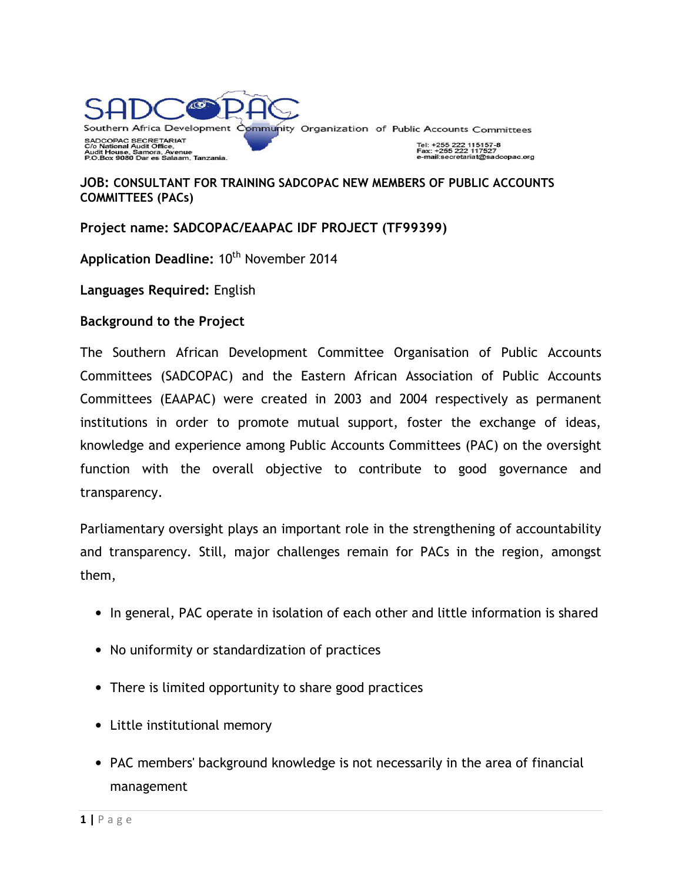SADCOPAC

Southern Africa Development Community Organization of Public Accounts Committees

SADCOPAC SECRETARIAT
C/o National Audit Office,
Audit House, Samora, Avenue
P.O.Box 9080 Dar es Salaam, Tanzania.

Tel: +255 222 115157-8
Fax: +255 222 117527
e-mail:secretariat@sadcopac.org

**JOB: CONSULTANT FOR TRAINING SADCOPAC NEW MEMBERS OF PUBLIC ACCOUNTS COMMITTEES (PACs)**

**Project name: SADCOPAC/EAAPAC IDF PROJECT (TF99399)**

**Application Deadline:** 10th November 2014

**Languages Required:** English

**Background to the Project**

The Southern African Development Committee Organisation of Public Accounts Committees (SADCOPAC) and the Eastern African Association of Public Accounts Committees (EAAPAC) were created in 2003 and 2004 respectively as permanent institutions in order to promote mutual support, foster the exchange of ideas, knowledge and experience among Public Accounts Committees (PAC) on the oversight function with the overall objective to contribute to good governance and transparency.

Parliamentary oversight plays an important role in the strengthening of accountability and transparency. Still, major challenges remain for PACs in the region, amongst them,

- In general, PAC operate in isolation of each other and little information is shared
- No uniformity or standardization of practices
- There is limited opportunity to share good practices
- Little institutional memory
- PAC members' background knowledge is not necessarily in the area of financial management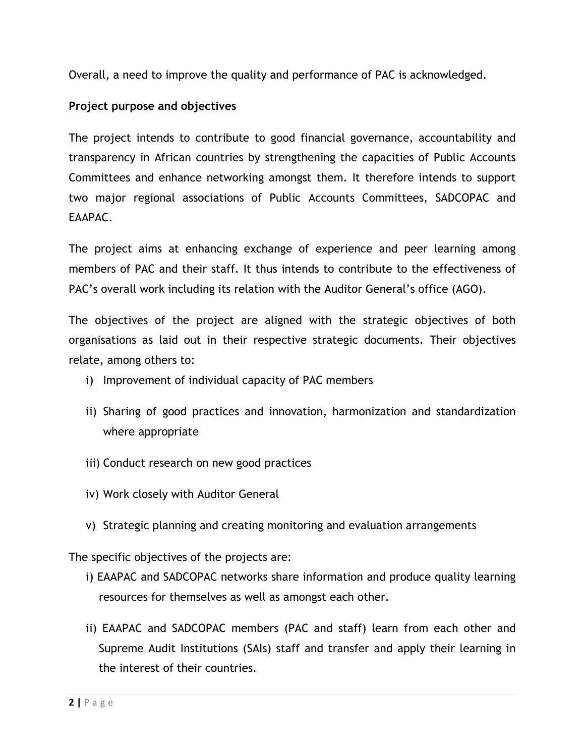Overall, a need to improve the quality and performance of PAC is acknowledged.

**Project purpose and objectives**

The project intends to contribute to good financial governance, accountability and transparency in African countries by strengthening the capacities of Public Accounts Committees and enhance networking amongst them. It therefore intends to support two major regional associations of Public Accounts Committees, SADCOPAC and EAAPAC.

The project aims at enhancing exchange of experience and peer learning among members of PAC and their staff. It thus intends to contribute to the effectiveness of PAC's overall work including its relation with the Auditor General's office (AGO).

The objectives of the project are aligned with the strategic objectives of both organisations as laid out in their respective strategic documents. Their objectives relate, among others to:

i) Improvement of individual capacity of PAC members

ii) Sharing of good practices and innovation, harmonization and standardization where appropriate

iii) Conduct research on new good practices

iv) Work closely with Auditor General

v) Strategic planning and creating monitoring and evaluation arrangements

The specific objectives of the projects are:

i) EAAPAC and SADCOPAC networks share information and produce quality learning resources for themselves as well as amongst each other.

ii) EAAPAC and SADCOPAC members (PAC and staff) learn from each other and Supreme Audit Institutions (SAIs) staff and transfer and apply their learning in the interest of their countries.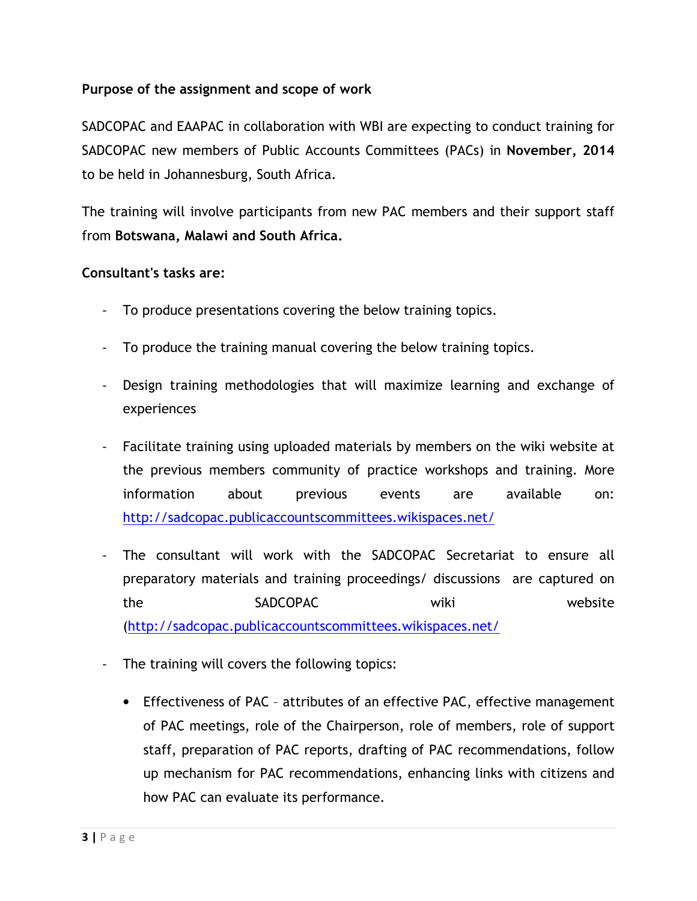**Purpose of the assignment and scope of work**

SADCOPAC and EAAPAC in collaboration with WBI are expecting to conduct training for SADCOPAC new members of Public Accounts Committees (PACs) in **November, 2014** to be held in Johannesburg, South Africa.

The training will involve participants from new PAC members and their support staff from **Botswana, Malawi and South Africa.**

**Consultant's tasks are:**

- To produce presentations covering the below training topics.
- To produce the training manual covering the below training topics.
- Design training methodologies that will maximize learning and exchange of experiences
- Facilitate training using uploaded materials by members on the wiki website at the previous members community of practice workshops and training. More information about previous events are available on: http://sadcopac.publicaccountscommittees.wikispaces.net/
- The consultant will work with the SADCOPAC Secretariat to ensure all preparatory materials and training proceedings/ discussions are captured on the SADCOPAC wiki website (http://sadcopac.publicaccountscommittees.wikispaces.net/
- The training will covers the following topics:
  - Effectiveness of PAC – attributes of an effective PAC, effective management of PAC meetings, role of the Chairperson, role of members, role of support staff, preparation of PAC reports, drafting of PAC recommendations, follow up mechanism for PAC recommendations, enhancing links with citizens and how PAC can evaluate its performance.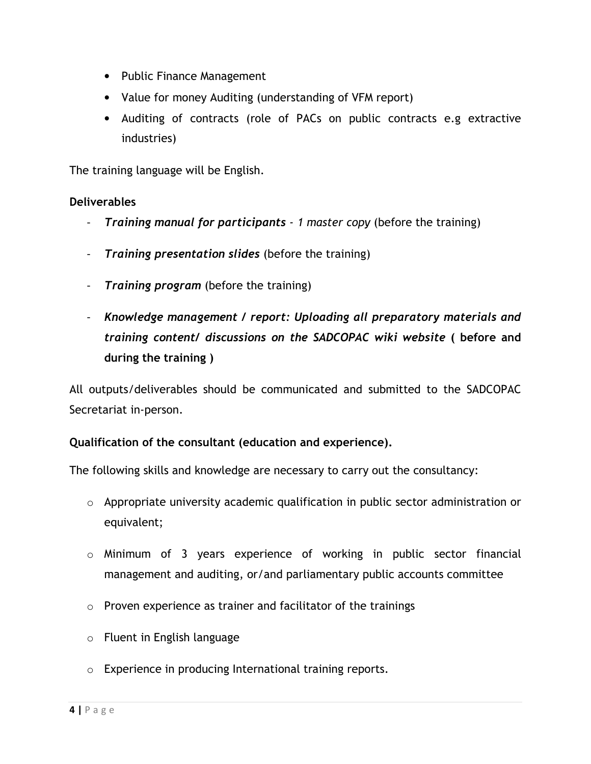- Public Finance Management
- Value for money Auditing (understanding of VFM report)
- Auditing of contracts (role of PACs on public contracts e.g extractive industries)

The training language will be English.

**Deliverables**

- ***Training manual for participants** - 1 master copy* (before the training)
- ***Training presentation slides*** (before the training)
- ***Training program*** (before the training)
- ***Knowledge management / report: Uploading all preparatory materials and training content/ discussions on the SADCOPAC wiki website* ( before and during the training )**

All outputs/deliverables should be communicated and submitted to the SADCOPAC Secretariat in-person.

**Qualification of the consultant (education and experience).**

The following skills and knowledge are necessary to carry out the consultancy:

- Appropriate university academic qualification in public sector administration or equivalent;
- Minimum of 3 years experience of working in public sector financial management and auditing, or/and parliamentary public accounts committee
- Proven experience as trainer and facilitator of the trainings
- Fluent in English language
- Experience in producing International training reports.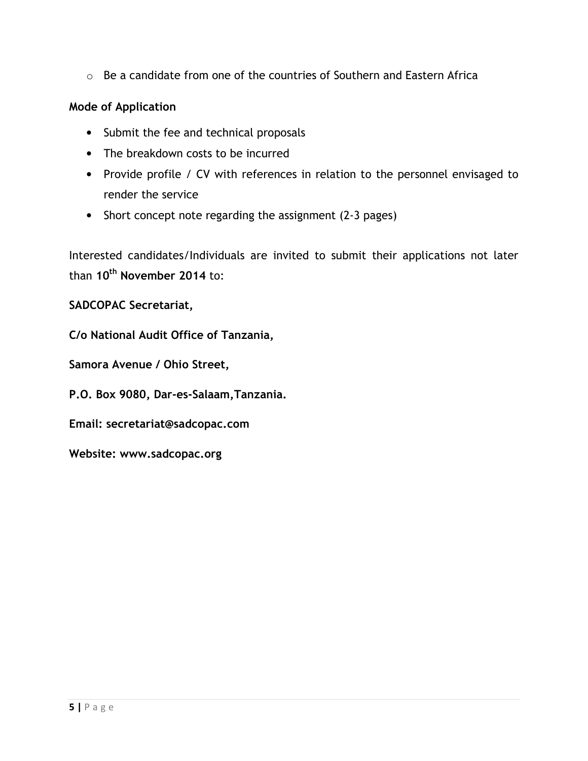- Be a candidate from one of the countries of Southern and Eastern Africa

**Mode of Application**

- Submit the fee and technical proposals
- The breakdown costs to be incurred
- Provide profile / CV with references in relation to the personnel envisaged to render the service
- Short concept note regarding the assignment (2-3 pages)

Interested candidates/Individuals are invited to submit their applications not later than **10th November 2014** to:

**SADCOPAC Secretariat,**

**C/o National Audit Office of Tanzania,**

**Samora Avenue / Ohio Street,**

**P.O. Box 9080, Dar-es-Salaam,Tanzania.**

**Email: secretariat@sadcopac.com**

**Website: www.sadcopac.org**